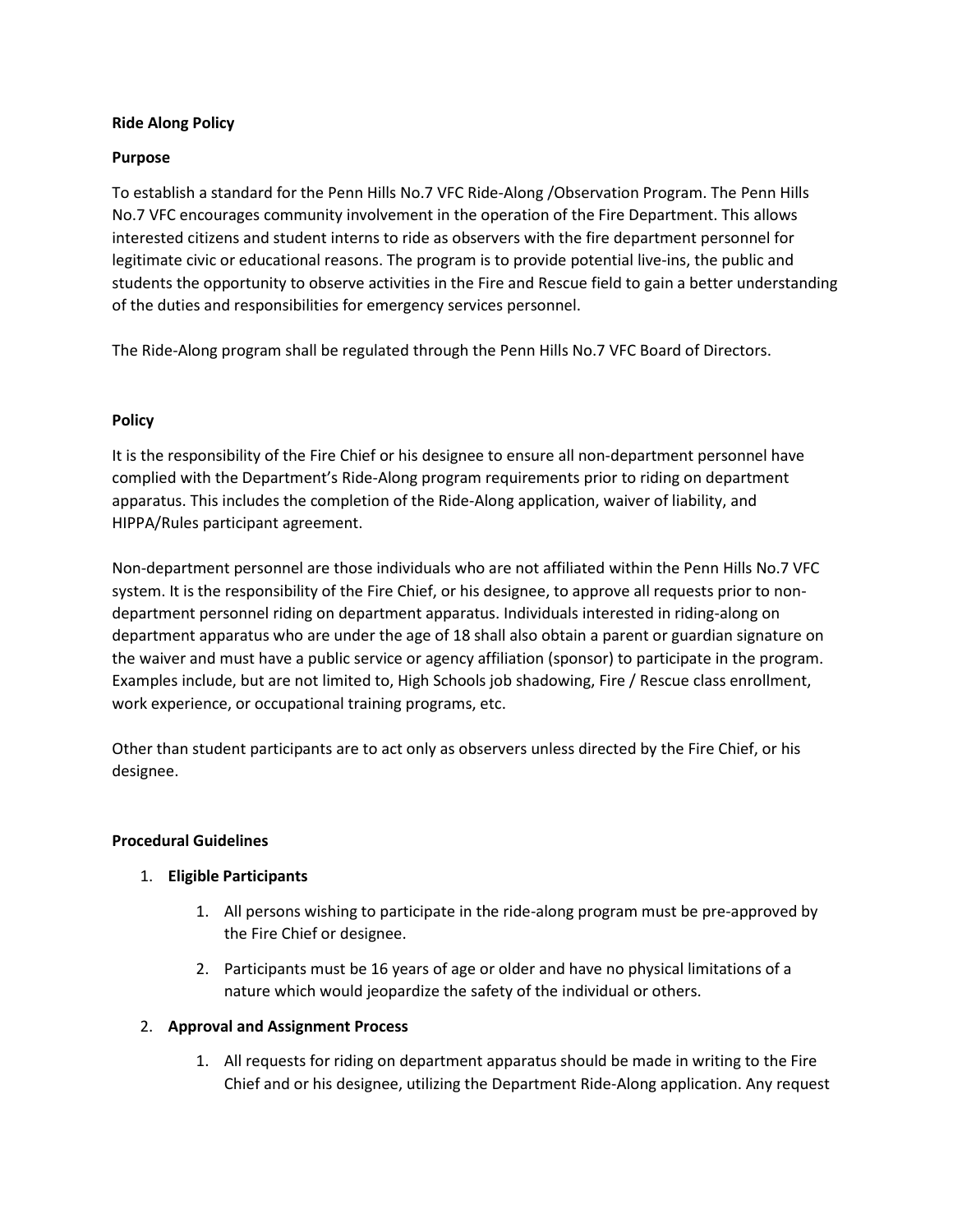**Ride Along Policy**

**Purpose**

To establish a standard for the Penn Hills No.7 VFC Ride-Along /Observation Program. The Penn Hills No.7 VFC encourages community involvement in the operation of the Fire Department. This allows interested citizens and student interns to ride as observers with the fire department personnel for legitimate civic or educational reasons. The program is to provide potential live-ins, the public and students the opportunity to observe activities in the Fire and Rescue field to gain a better understanding of the duties and responsibilities for emergency services personnel.

The Ride-Along program shall be regulated through the Penn Hills No.7 VFC Board of Directors.

**Policy**

It is the responsibility of the Fire Chief or his designee to ensure all non-department personnel have complied with the Department's Ride-Along program requirements prior to riding on department apparatus. This includes the completion of the Ride-Along application, waiver of liability, and HIPPA/Rules participant agreement.

Non-department personnel are those individuals who are not affiliated within the Penn Hills No.7 VFC system. It is the responsibility of the Fire Chief, or his designee, to approve all requests prior to non-department personnel riding on department apparatus. Individuals interested in riding-along on department apparatus who are under the age of 18 shall also obtain a parent or guardian signature on the waiver and must have a public service or agency affiliation (sponsor) to participate in the program. Examples include, but are not limited to, High Schools job shadowing, Fire / Rescue class enrollment, work experience, or occupational training programs, etc.

Other than student participants are to act only as observers unless directed by the Fire Chief, or his designee.

**Procedural Guidelines**

1. **Eligible Participants**
    1. All persons wishing to participate in the ride-along program must be pre-approved by the Fire Chief or designee.
    2. Participants must be 16 years of age or older and have no physical limitations of a nature which would jeopardize the safety of the individual or others.
2. **Approval and Assignment Process**
    1. All requests for riding on department apparatus should be made in writing to the Fire Chief and or his designee, utilizing the Department Ride-Along application. Any request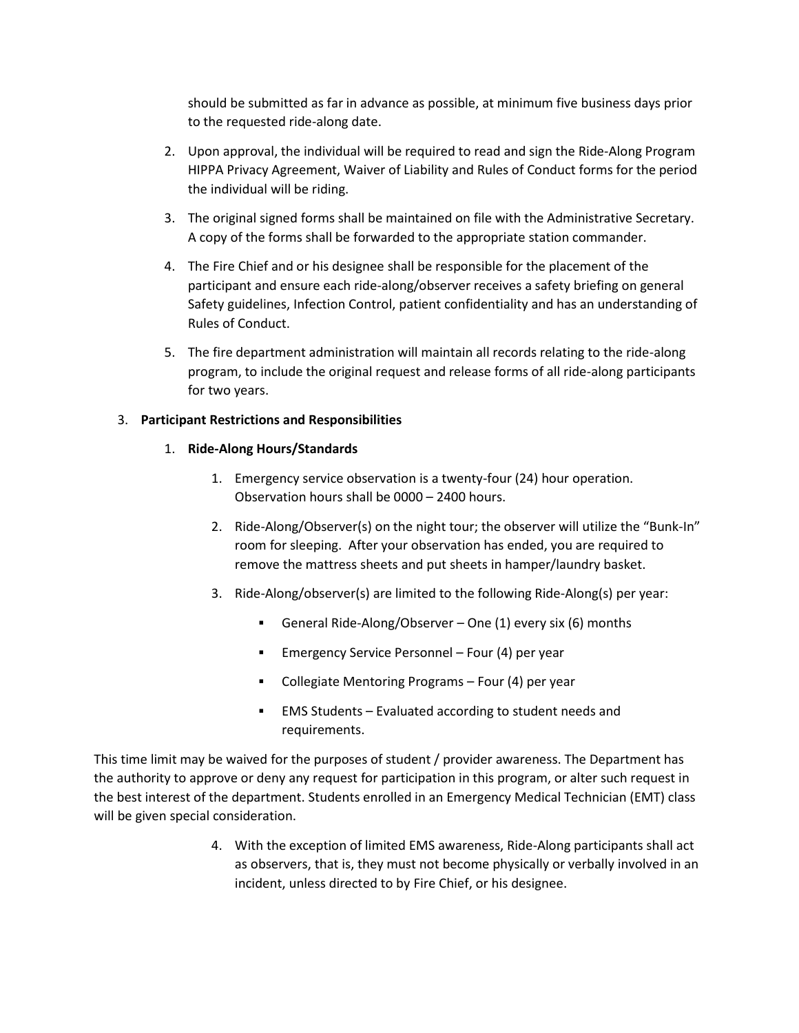should be submitted as far in advance as possible, at minimum five business days prior to the requested ride-along date.

2. Upon approval, the individual will be required to read and sign the Ride-Along Program HIPPA Privacy Agreement, Waiver of Liability and Rules of Conduct forms for the period the individual will be riding.

3. The original signed forms shall be maintained on file with the Administrative Secretary. A copy of the forms shall be forwarded to the appropriate station commander.

4. The Fire Chief and or his designee shall be responsible for the placement of the participant and ensure each ride-along/observer receives a safety briefing on general Safety guidelines, Infection Control, patient confidentiality and has an understanding of Rules of Conduct.

5. The fire department administration will maintain all records relating to the ride-along program, to include the original request and release forms of all ride-along participants for two years.

3. **Participant Restrictions and Responsibilities**

   1. **Ride-Along Hours/Standards**

      1. Emergency service observation is a twenty-four (24) hour operation. Observation hours shall be 0000 – 2400 hours.

      2. Ride-Along/Observer(s) on the night tour; the observer will utilize the "Bunk-In" room for sleeping. After your observation has ended, you are required to remove the mattress sheets and put sheets in hamper/laundry basket.

      3. Ride-Along/observer(s) are limited to the following Ride-Along(s) per year:

         - General Ride-Along/Observer – One (1) every six (6) months
         - Emergency Service Personnel – Four (4) per year
         - Collegiate Mentoring Programs – Four (4) per year
         - EMS Students – Evaluated according to student needs and requirements.

This time limit may be waived for the purposes of student / provider awareness. The Department has the authority to approve or deny any request for participation in this program, or alter such request in the best interest of the department. Students enrolled in an Emergency Medical Technician (EMT) class will be given special consideration.

      4. With the exception of limited EMS awareness, Ride-Along participants shall act as observers, that is, they must not become physically or verbally involved in an incident, unless directed to by Fire Chief, or his designee.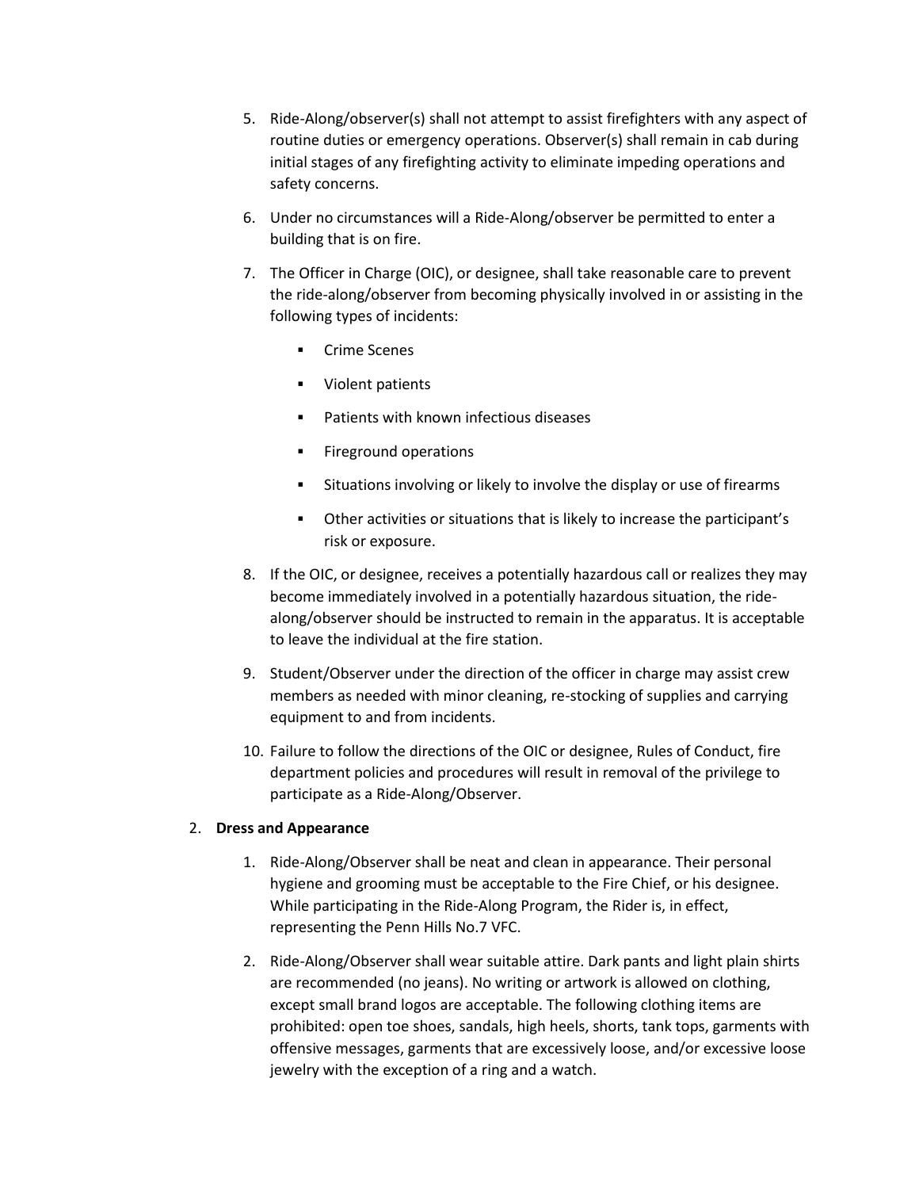5. Ride-Along/observer(s) shall not attempt to assist firefighters with any aspect of routine duties or emergency operations. Observer(s) shall remain in cab during initial stages of any firefighting activity to eliminate impeding operations and safety concerns.

6. Under no circumstances will a Ride-Along/observer be permitted to enter a building that is on fire.

7. The Officer in Charge (OIC), or designee, shall take reasonable care to prevent the ride-along/observer from becoming physically involved in or assisting in the following types of incidents:

   - Crime Scenes
   - Violent patients
   - Patients with known infectious diseases
   - Fireground operations
   - Situations involving or likely to involve the display or use of firearms
   - Other activities or situations that is likely to increase the participant's risk or exposure.

8. If the OIC, or designee, receives a potentially hazardous call or realizes they may become immediately involved in a potentially hazardous situation, the ride-along/observer should be instructed to remain in the apparatus. It is acceptable to leave the individual at the fire station.

9. Student/Observer under the direction of the officer in charge may assist crew members as needed with minor cleaning, re-stocking of supplies and carrying equipment to and from incidents.

10. Failure to follow the directions of the OIC or designee, Rules of Conduct, fire department policies and procedures will result in removal of the privilege to participate as a Ride-Along/Observer.

2. **Dress and Appearance**

   1. Ride-Along/Observer shall be neat and clean in appearance. Their personal hygiene and grooming must be acceptable to the Fire Chief, or his designee. While participating in the Ride-Along Program, the Rider is, in effect, representing the Penn Hills No.7 VFC.

   2. Ride-Along/Observer shall wear suitable attire. Dark pants and light plain shirts are recommended (no jeans). No writing or artwork is allowed on clothing, except small brand logos are acceptable. The following clothing items are prohibited: open toe shoes, sandals, high heels, shorts, tank tops, garments with offensive messages, garments that are excessively loose, and/or excessive loose jewelry with the exception of a ring and a watch.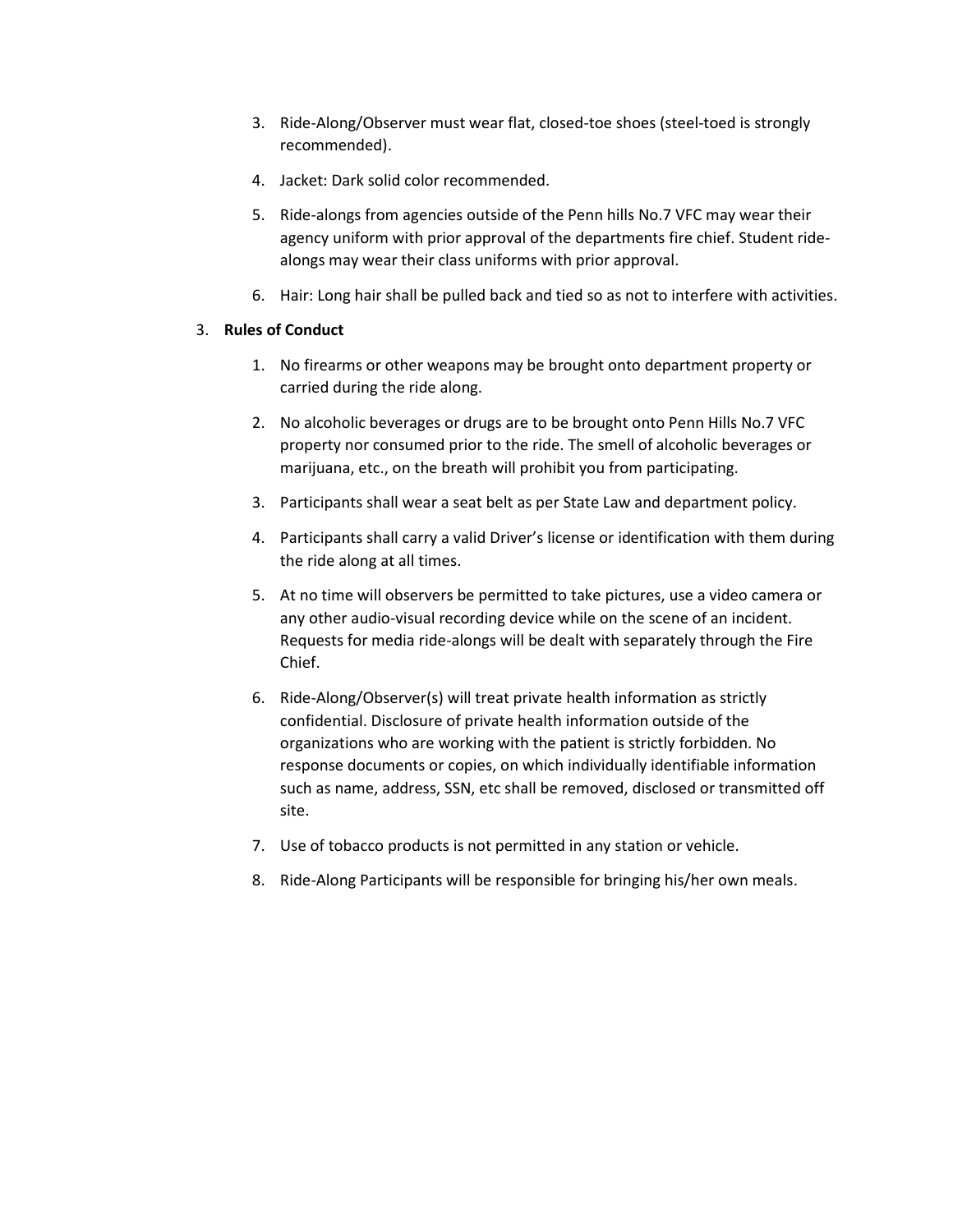3. Ride-Along/Observer must wear flat, closed-toe shoes (steel-toed is strongly recommended).

4. Jacket: Dark solid color recommended.

5. Ride-alongs from agencies outside of the Penn hills No.7 VFC may wear their agency uniform with prior approval of the departments fire chief. Student ride-alongs may wear their class uniforms with prior approval.

6. Hair: Long hair shall be pulled back and tied so as not to interfere with activities.

3. **Rules of Conduct**

   1. No firearms or other weapons may be brought onto department property or carried during the ride along.

   2. No alcoholic beverages or drugs are to be brought onto Penn Hills No.7 VFC property nor consumed prior to the ride. The smell of alcoholic beverages or marijuana, etc., on the breath will prohibit you from participating.

   3. Participants shall wear a seat belt as per State Law and department policy.

   4. Participants shall carry a valid Driver's license or identification with them during the ride along at all times.

   5. At no time will observers be permitted to take pictures, use a video camera or any other audio-visual recording device while on the scene of an incident. Requests for media ride-alongs will be dealt with separately through the Fire Chief.

   6. Ride-Along/Observer(s) will treat private health information as strictly confidential. Disclosure of private health information outside of the organizations who are working with the patient is strictly forbidden. No response documents or copies, on which individually identifiable information such as name, address, SSN, etc shall be removed, disclosed or transmitted off site.

   7. Use of tobacco products is not permitted in any station or vehicle.

   8. Ride-Along Participants will be responsible for bringing his/her own meals.